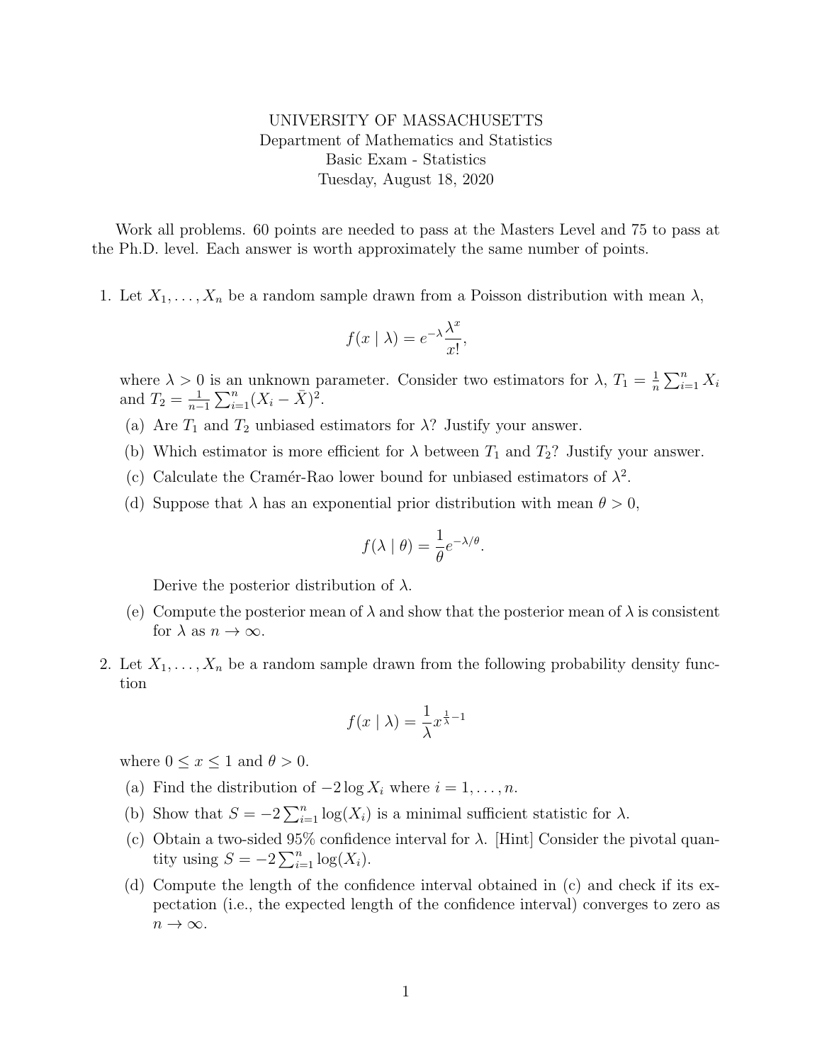UNIVERSITY OF MASSACHUSETTS
Department of Mathematics and Statistics
Basic Exam - Statistics
Tuesday, August 18, 2020

Work all problems. 60 points are needed to pass at the Masters Level and 75 to pass at the Ph.D. level. Each answer is worth approximately the same number of points.

1. Let $X_1, \ldots, X_n$ be a random sample drawn from a Poisson distribution with mean $\lambda$,

$$f(x \mid \lambda) = e^{-\lambda} \frac{\lambda^x}{x!},$$

where $\lambda > 0$ is an unknown parameter. Consider two estimators for $\lambda$, $T_1 = \frac{1}{n} \sum_{i=1}^{n} X_i$ and $T_2 = \frac{1}{n-1} \sum_{i=1}^{n} (X_i - \bar{X})^2$.

   (a) Are $T_1$ and $T_2$ unbiased estimators for $\lambda$? Justify your answer.

   (b) Which estimator is more efficient for $\lambda$ between $T_1$ and $T_2$? Justify your answer.

   (c) Calculate the Cramér-Rao lower bound for unbiased estimators of $\lambda^2$.

   (d) Suppose that $\lambda$ has an exponential prior distribution with mean $\theta > 0$,

$$f(\lambda \mid \theta) = \frac{1}{\theta} e^{-\lambda/\theta}.$$

   Derive the posterior distribution of $\lambda$.

   (e) Compute the posterior mean of $\lambda$ and show that the posterior mean of $\lambda$ is consistent for $\lambda$ as $n \to \infty$.

2. Let $X_1, \ldots, X_n$ be a random sample drawn from the following probability density function

$$f(x \mid \lambda) = \frac{1}{\lambda} x^{\frac{1}{\lambda} - 1}$$

where $0 \leq x \leq 1$ and $\theta > 0$.

   (a) Find the distribution of $-2 \log X_i$ where $i = 1, \ldots, n$.

   (b) Show that $S = -2 \sum_{i=1}^{n} \log(X_i)$ is a minimal sufficient statistic for $\lambda$.

   (c) Obtain a two-sided 95% confidence interval for $\lambda$. [Hint] Consider the pivotal quantity using $S = -2 \sum_{i=1}^{n} \log(X_i)$.

   (d) Compute the length of the confidence interval obtained in (c) and check if its expectation (i.e., the expected length of the confidence interval) converges to zero as $n \to \infty$.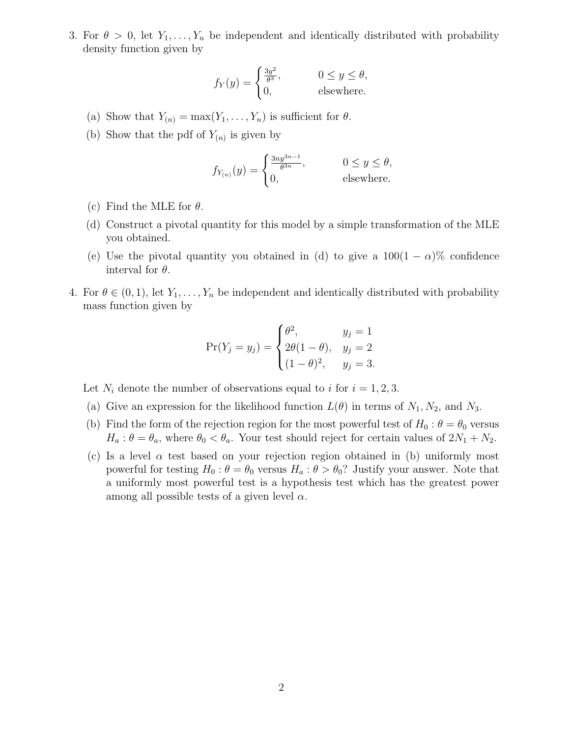3. For $\theta > 0$, let $Y_1, \ldots, Y_n$ be independent and identically distributed with probability density function given by

$$f_Y(y) = \begin{cases} \frac{3y^2}{\theta^3}, & 0 \le y \le \theta, \\ 0, & \text{elsewhere.} \end{cases}$$

   (a) Show that $Y_{(n)} = \max(Y_1, \ldots, Y_n)$ is sufficient for $\theta$.

   (b) Show that the pdf of $Y_{(n)}$ is given by

$$f_{Y_{(n)}}(y) = \begin{cases} \frac{3ny^{3n-1}}{\theta^{3n}}, & 0 \le y \le \theta, \\ 0, & \text{elsewhere.} \end{cases}$$

   (c) Find the MLE for $\theta$.

   (d) Construct a pivotal quantity for this model by a simple transformation of the MLE you obtained.

   (e) Use the pivotal quantity you obtained in (d) to give a $100(1-\alpha)\%$ confidence interval for $\theta$.

4. For $\theta \in (0, 1)$, let $Y_1, \ldots, Y_n$ be independent and identically distributed with probability mass function given by

$$\Pr(Y_j = y_j) = \begin{cases} \theta^2, & y_j = 1 \\ 2\theta(1-\theta), & y_j = 2 \\ (1-\theta)^2, & y_j = 3. \end{cases}$$

   Let $N_i$ denote the number of observations equal to $i$ for $i = 1, 2, 3$.

   (a) Give an expression for the likelihood function $L(\theta)$ in terms of $N_1$, $N_2$, and $N_3$.

   (b) Find the form of the rejection region for the most powerful test of $H_0 : \theta = \theta_0$ versus $H_a : \theta = \theta_a$, where $\theta_0 < \theta_a$. Your test should reject for certain values of $2N_1 + N_2$.

   (c) Is a level $\alpha$ test based on your rejection region obtained in (b) uniformly most powerful for testing $H_0 : \theta = \theta_0$ versus $H_a : \theta > \theta_0$? Justify your answer. Note that a uniformly most powerful test is a hypothesis test which has the greatest power among all possible tests of a given level $\alpha$.